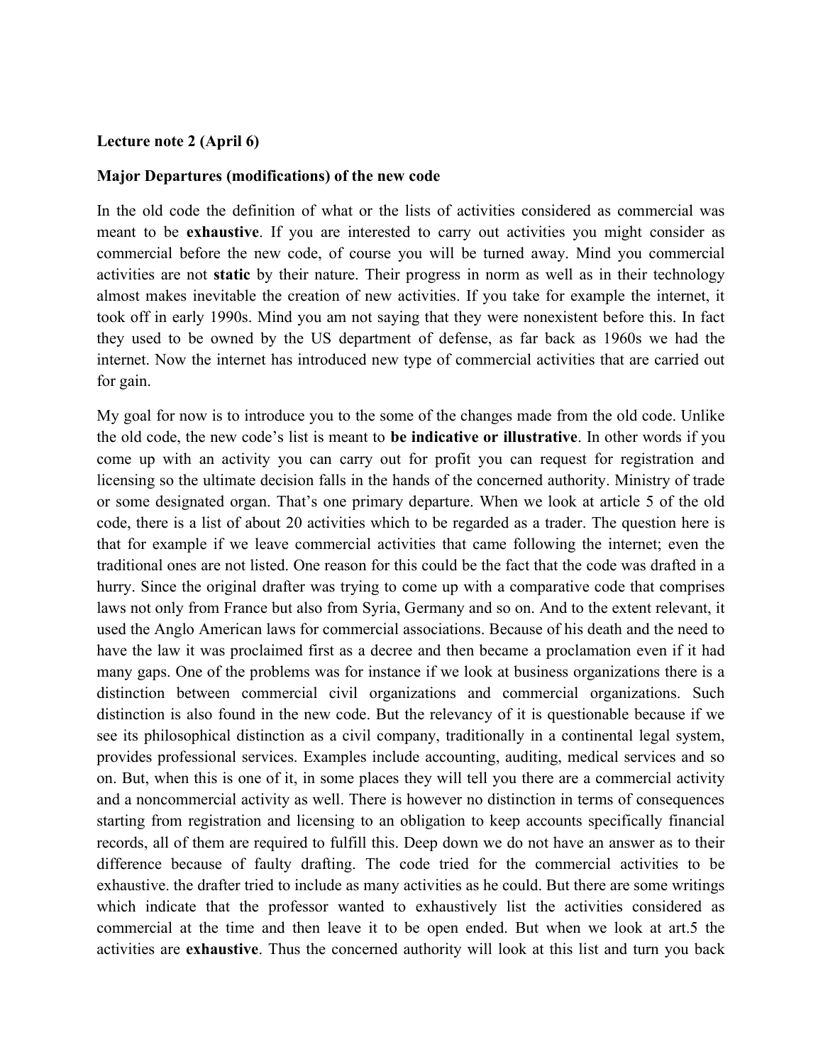**Lecture note 2 (April 6)**

**Major Departures (modifications) of the new code**

In the old code the definition of what or the lists of activities considered as commercial was meant to be **exhaustive**. If you are interested to carry out activities you might consider as commercial before the new code, of course you will be turned away. Mind you commercial activities are not **static** by their nature. Their progress in norm as well as in their technology almost makes inevitable the creation of new activities. If you take for example the internet, it took off in early 1990s. Mind you am not saying that they were nonexistent before this. In fact they used to be owned by the US department of defense, as far back as 1960s we had the internet. Now the internet has introduced new type of commercial activities that are carried out for gain.

My goal for now is to introduce you to the some of the changes made from the old code. Unlike the old code, the new code's list is meant to **be indicative or illustrative**. In other words if you come up with an activity you can carry out for profit you can request for registration and licensing so the ultimate decision falls in the hands of the concerned authority. Ministry of trade or some designated organ. That's one primary departure. When we look at article 5 of the old code, there is a list of about 20 activities which to be regarded as a trader. The question here is that for example if we leave commercial activities that came following the internet; even the traditional ones are not listed. One reason for this could be the fact that the code was drafted in a hurry. Since the original drafter was trying to come up with a comparative code that comprises laws not only from France but also from Syria, Germany and so on. And to the extent relevant, it used the Anglo American laws for commercial associations. Because of his death and the need to have the law it was proclaimed first as a decree and then became a proclamation even if it had many gaps. One of the problems was for instance if we look at business organizations there is a distinction between commercial civil organizations and commercial organizations. Such distinction is also found in the new code. But the relevancy of it is questionable because if we see its philosophical distinction as a civil company, traditionally in a continental legal system, provides professional services. Examples include accounting, auditing, medical services and so on. But, when this is one of it, in some places they will tell you there are a commercial activity and a noncommercial activity as well. There is however no distinction in terms of consequences starting from registration and licensing to an obligation to keep accounts specifically financial records, all of them are required to fulfill this. Deep down we do not have an answer as to their difference because of faulty drafting. The code tried for the commercial activities to be exhaustive. the drafter tried to include as many activities as he could. But there are some writings which indicate that the professor wanted to exhaustively list the activities considered as commercial at the time and then leave it to be open ended. But when we look at art.5 the activities are **exhaustive**. Thus the concerned authority will look at this list and turn you back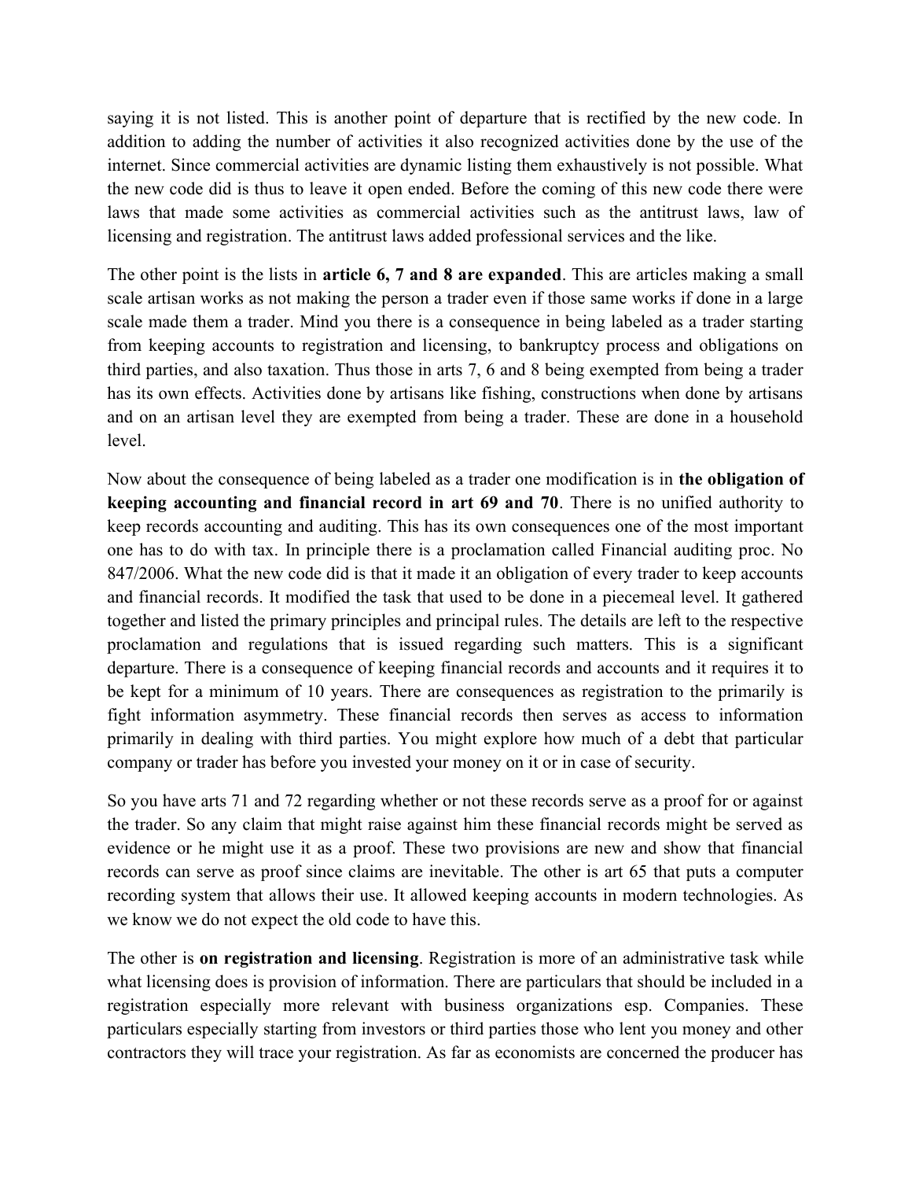saying it is not listed. This is another point of departure that is rectified by the new code. In addition to adding the number of activities it also recognized activities done by the use of the internet. Since commercial activities are dynamic listing them exhaustively is not possible. What the new code did is thus to leave it open ended. Before the coming of this new code there were laws that made some activities as commercial activities such as the antitrust laws, law of licensing and registration. The antitrust laws added professional services and the like.

The other point is the lists in **article 6, 7 and 8 are expanded**. This are articles making a small scale artisan works as not making the person a trader even if those same works if done in a large scale made them a trader. Mind you there is a consequence in being labeled as a trader starting from keeping accounts to registration and licensing, to bankruptcy process and obligations on third parties, and also taxation. Thus those in arts 7, 6 and 8 being exempted from being a trader has its own effects. Activities done by artisans like fishing, constructions when done by artisans and on an artisan level they are exempted from being a trader. These are done in a household level.

Now about the consequence of being labeled as a trader one modification is in **the obligation of keeping accounting and financial record in art 69 and 70**. There is no unified authority to keep records accounting and auditing. This has its own consequences one of the most important one has to do with tax. In principle there is a proclamation called Financial auditing proc. No 847/2006. What the new code did is that it made it an obligation of every trader to keep accounts and financial records. It modified the task that used to be done in a piecemeal level. It gathered together and listed the primary principles and principal rules. The details are left to the respective proclamation and regulations that is issued regarding such matters. This is a significant departure. There is a consequence of keeping financial records and accounts and it requires it to be kept for a minimum of 10 years. There are consequences as registration to the primarily is fight information asymmetry. These financial records then serves as access to information primarily in dealing with third parties. You might explore how much of a debt that particular company or trader has before you invested your money on it or in case of security.

So you have arts 71 and 72 regarding whether or not these records serve as a proof for or against the trader. So any claim that might raise against him these financial records might be served as evidence or he might use it as a proof. These two provisions are new and show that financial records can serve as proof since claims are inevitable. The other is art 65 that puts a computer recording system that allows their use. It allowed keeping accounts in modern technologies. As we know we do not expect the old code to have this.

The other is **on registration and licensing**. Registration is more of an administrative task while what licensing does is provision of information. There are particulars that should be included in a registration especially more relevant with business organizations esp. Companies. These particulars especially starting from investors or third parties those who lent you money and other contractors they will trace your registration. As far as economists are concerned the producer has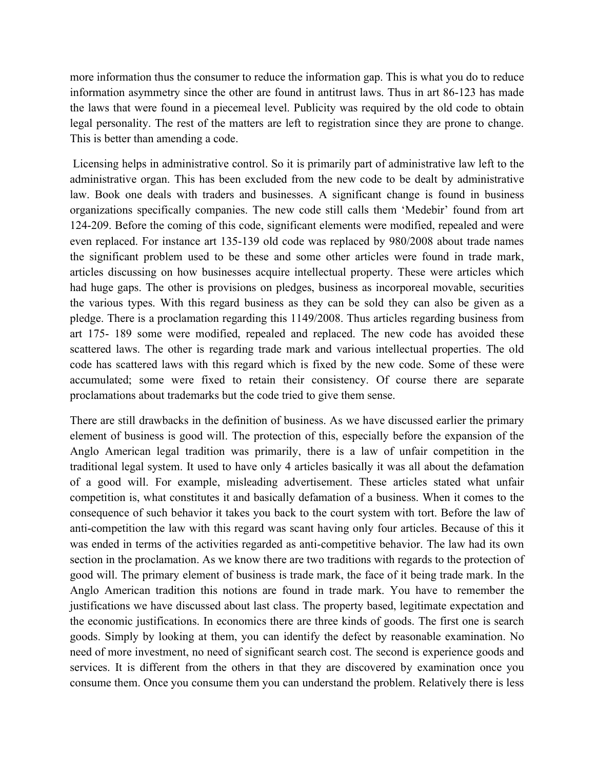more information thus the consumer to reduce the information gap. This is what you do to reduce information asymmetry since the other are found in antitrust laws. Thus in art 86-123 has made the laws that were found in a piecemeal level. Publicity was required by the old code to obtain legal personality. The rest of the matters are left to registration since they are prone to change. This is better than amending a code.

Licensing helps in administrative control. So it is primarily part of administrative law left to the administrative organ. This has been excluded from the new code to be dealt by administrative law. Book one deals with traders and businesses. A significant change is found in business organizations specifically companies. The new code still calls them 'Medebir' found from art 124-209. Before the coming of this code, significant elements were modified, repealed and were even replaced. For instance art 135-139 old code was replaced by 980/2008 about trade names the significant problem used to be these and some other articles were found in trade mark, articles discussing on how businesses acquire intellectual property. These were articles which had huge gaps. The other is provisions on pledges, business as incorporeal movable, securities the various types. With this regard business as they can be sold they can also be given as a pledge. There is a proclamation regarding this 1149/2008. Thus articles regarding business from art 175- 189 some were modified, repealed and replaced. The new code has avoided these scattered laws. The other is regarding trade mark and various intellectual properties. The old code has scattered laws with this regard which is fixed by the new code. Some of these were accumulated; some were fixed to retain their consistency. Of course there are separate proclamations about trademarks but the code tried to give them sense.

There are still drawbacks in the definition of business. As we have discussed earlier the primary element of business is good will. The protection of this, especially before the expansion of the Anglo American legal tradition was primarily, there is a law of unfair competition in the traditional legal system. It used to have only 4 articles basically it was all about the defamation of a good will. For example, misleading advertisement. These articles stated what unfair competition is, what constitutes it and basically defamation of a business. When it comes to the consequence of such behavior it takes you back to the court system with tort. Before the law of anti-competition the law with this regard was scant having only four articles. Because of this it was ended in terms of the activities regarded as anti-competitive behavior. The law had its own section in the proclamation. As we know there are two traditions with regards to the protection of good will. The primary element of business is trade mark, the face of it being trade mark. In the Anglo American tradition this notions are found in trade mark. You have to remember the justifications we have discussed about last class. The property based, legitimate expectation and the economic justifications. In economics there are three kinds of goods. The first one is search goods. Simply by looking at them, you can identify the defect by reasonable examination. No need of more investment, no need of significant search cost. The second is experience goods and services. It is different from the others in that they are discovered by examination once you consume them. Once you consume them you can understand the problem. Relatively there is less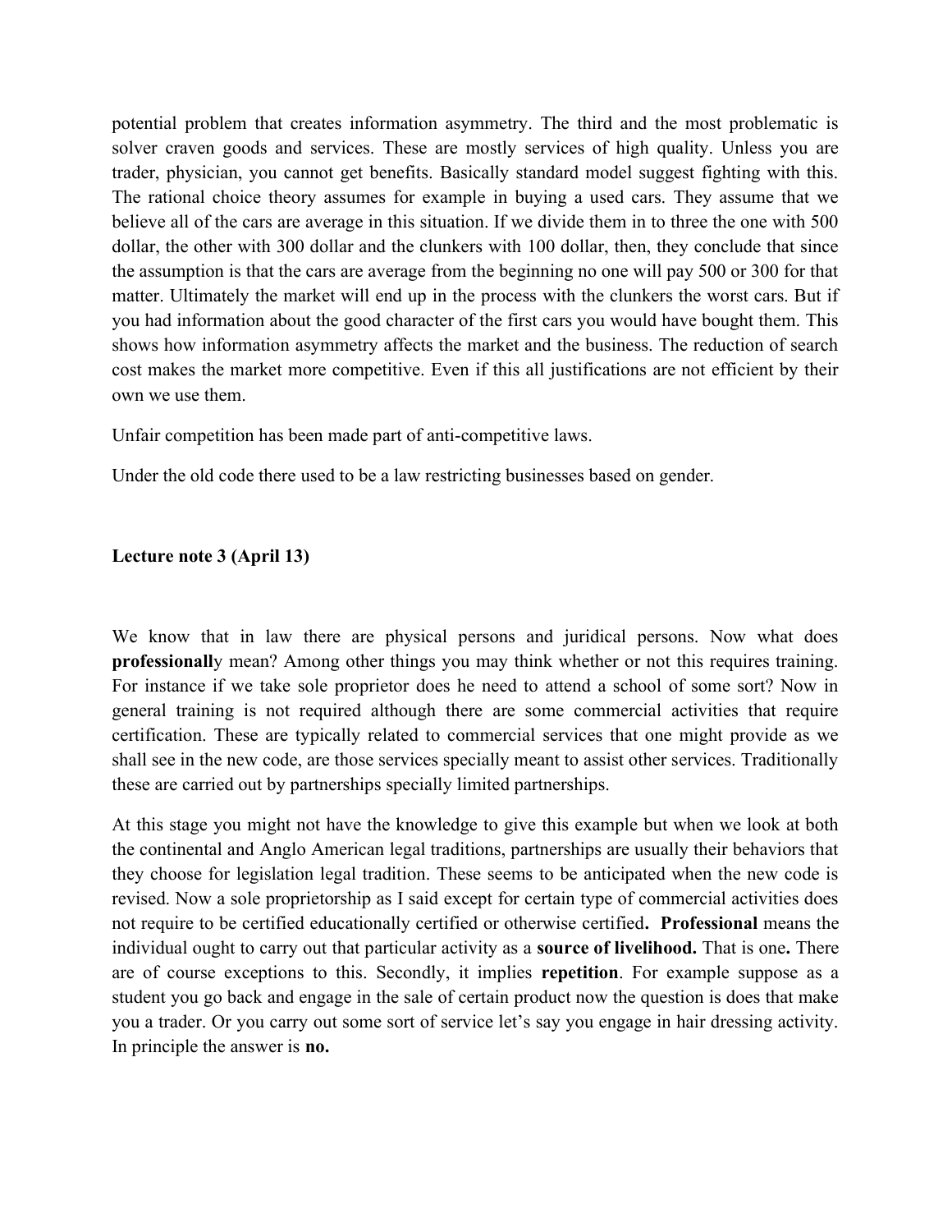potential problem that creates information asymmetry. The third and the most problematic is solver craven goods and services. These are mostly services of high quality. Unless you are trader, physician, you cannot get benefits. Basically standard model suggest fighting with this. The rational choice theory assumes for example in buying a used cars. They assume that we believe all of the cars are average in this situation. If we divide them in to three the one with 500 dollar, the other with 300 dollar and the clunkers with 100 dollar, then, they conclude that since the assumption is that the cars are average from the beginning no one will pay 500 or 300 for that matter. Ultimately the market will end up in the process with the clunkers the worst cars. But if you had information about the good character of the first cars you would have bought them. This shows how information asymmetry affects the market and the business. The reduction of search cost makes the market more competitive. Even if this all justifications are not efficient by their own we use them.

Unfair competition has been made part of anti-competitive laws.

Under the old code there used to be a law restricting businesses based on gender.

**Lecture note 3 (April 13)**

We know that in law there are physical persons and juridical persons. Now what does **professionall**y mean? Among other things you may think whether or not this requires training. For instance if we take sole proprietor does he need to attend a school of some sort? Now in general training is not required although there are some commercial activities that require certification. These are typically related to commercial services that one might provide as we shall see in the new code, are those services specially meant to assist other services. Traditionally these are carried out by partnerships specially limited partnerships.

At this stage you might not have the knowledge to give this example but when we look at both the continental and Anglo American legal traditions, partnerships are usually their behaviors that they choose for legislation legal tradition. These seems to be anticipated when the new code is revised. Now a sole proprietorship as I said except for certain type of commercial activities does not require to be certified educationally certified or otherwise certified**. Professional** means the individual ought to carry out that particular activity as a **source of livelihood.** That is one**.** There are of course exceptions to this. Secondly, it implies **repetition**. For example suppose as a student you go back and engage in the sale of certain product now the question is does that make you a trader. Or you carry out some sort of service let's say you engage in hair dressing activity. In principle the answer is **no.**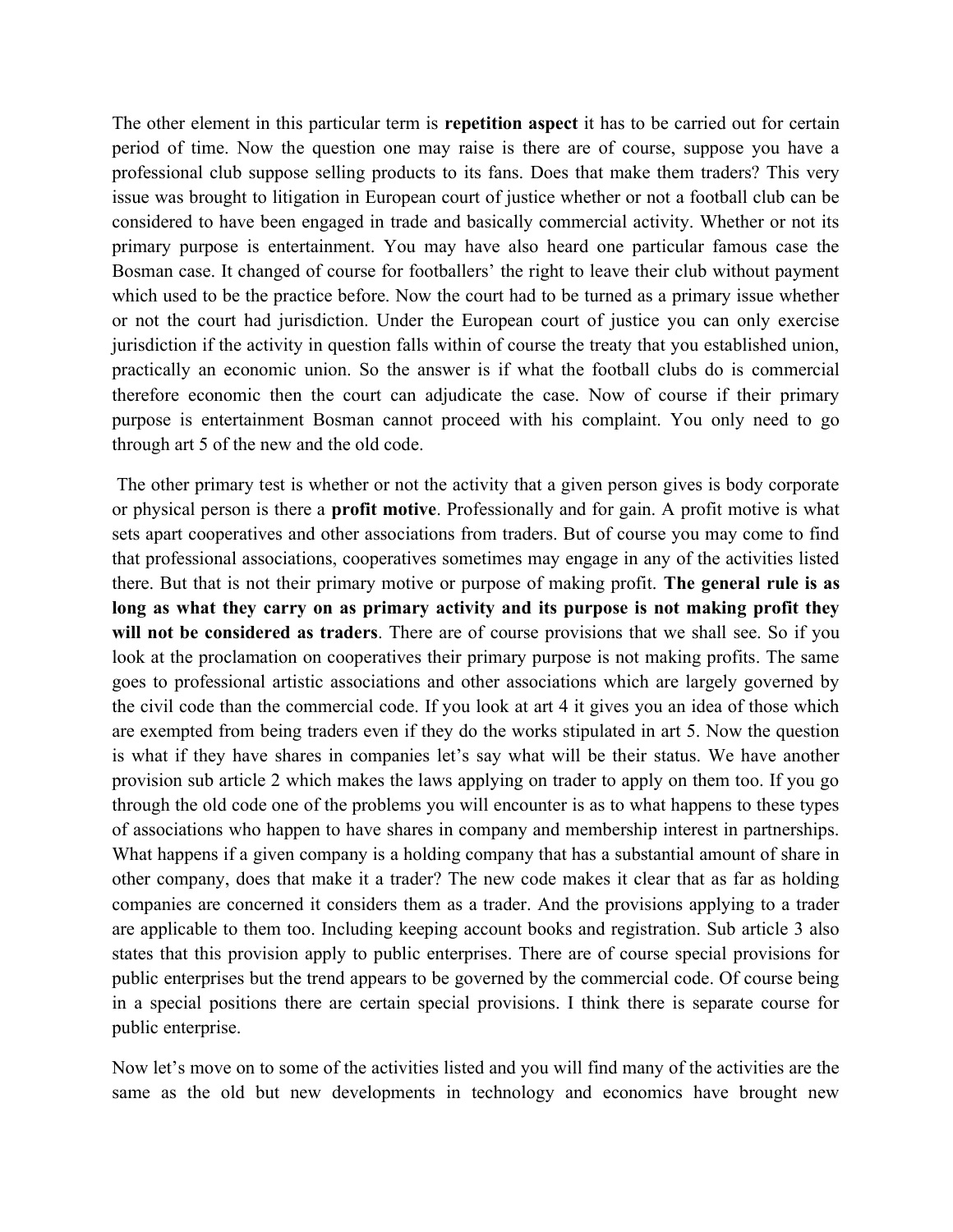The other element in this particular term is **repetition aspect** it has to be carried out for certain period of time. Now the question one may raise is there are of course, suppose you have a professional club suppose selling products to its fans. Does that make them traders? This very issue was brought to litigation in European court of justice whether or not a football club can be considered to have been engaged in trade and basically commercial activity. Whether or not its primary purpose is entertainment. You may have also heard one particular famous case the Bosman case. It changed of course for footballers' the right to leave their club without payment which used to be the practice before. Now the court had to be turned as a primary issue whether or not the court had jurisdiction. Under the European court of justice you can only exercise jurisdiction if the activity in question falls within of course the treaty that you established union, practically an economic union. So the answer is if what the football clubs do is commercial therefore economic then the court can adjudicate the case. Now of course if their primary purpose is entertainment Bosman cannot proceed with his complaint. You only need to go through art 5 of the new and the old code.

The other primary test is whether or not the activity that a given person gives is body corporate or physical person is there a **profit motive**. Professionally and for gain. A profit motive is what sets apart cooperatives and other associations from traders. But of course you may come to find that professional associations, cooperatives sometimes may engage in any of the activities listed there. But that is not their primary motive or purpose of making profit. **The general rule is as long as what they carry on as primary activity and its purpose is not making profit they will not be considered as traders**. There are of course provisions that we shall see. So if you look at the proclamation on cooperatives their primary purpose is not making profits. The same goes to professional artistic associations and other associations which are largely governed by the civil code than the commercial code. If you look at art 4 it gives you an idea of those which are exempted from being traders even if they do the works stipulated in art 5. Now the question is what if they have shares in companies let's say what will be their status. We have another provision sub article 2 which makes the laws applying on trader to apply on them too. If you go through the old code one of the problems you will encounter is as to what happens to these types of associations who happen to have shares in company and membership interest in partnerships. What happens if a given company is a holding company that has a substantial amount of share in other company, does that make it a trader? The new code makes it clear that as far as holding companies are concerned it considers them as a trader. And the provisions applying to a trader are applicable to them too. Including keeping account books and registration. Sub article 3 also states that this provision apply to public enterprises. There are of course special provisions for public enterprises but the trend appears to be governed by the commercial code. Of course being in a special positions there are certain special provisions. I think there is separate course for public enterprise.

Now let's move on to some of the activities listed and you will find many of the activities are the same as the old but new developments in technology and economics have brought new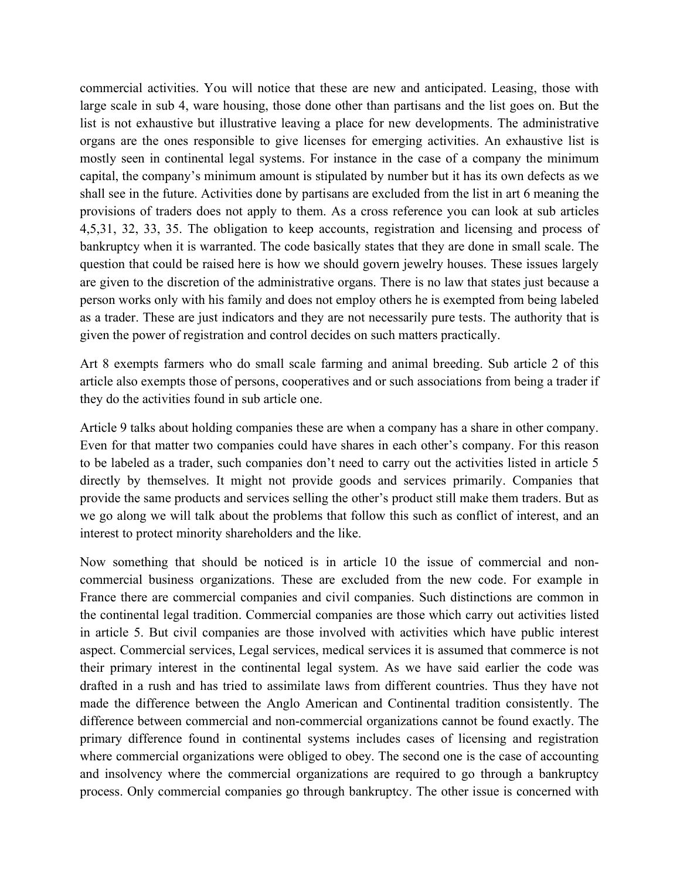commercial activities. You will notice that these are new and anticipated. Leasing, those with large scale in sub 4, ware housing, those done other than partisans and the list goes on. But the list is not exhaustive but illustrative leaving a place for new developments. The administrative organs are the ones responsible to give licenses for emerging activities. An exhaustive list is mostly seen in continental legal systems. For instance in the case of a company the minimum capital, the company's minimum amount is stipulated by number but it has its own defects as we shall see in the future. Activities done by partisans are excluded from the list in art 6 meaning the provisions of traders does not apply to them. As a cross reference you can look at sub articles 4,5,31, 32, 33, 35. The obligation to keep accounts, registration and licensing and process of bankruptcy when it is warranted. The code basically states that they are done in small scale. The question that could be raised here is how we should govern jewelry houses. These issues largely are given to the discretion of the administrative organs. There is no law that states just because a person works only with his family and does not employ others he is exempted from being labeled as a trader. These are just indicators and they are not necessarily pure tests. The authority that is given the power of registration and control decides on such matters practically.

Art 8 exempts farmers who do small scale farming and animal breeding. Sub article 2 of this article also exempts those of persons, cooperatives and or such associations from being a trader if they do the activities found in sub article one.

Article 9 talks about holding companies these are when a company has a share in other company. Even for that matter two companies could have shares in each other's company. For this reason to be labeled as a trader, such companies don't need to carry out the activities listed in article 5 directly by themselves. It might not provide goods and services primarily. Companies that provide the same products and services selling the other's product still make them traders. But as we go along we will talk about the problems that follow this such as conflict of interest, and an interest to protect minority shareholders and the like.

Now something that should be noticed is in article 10 the issue of commercial and non-commercial business organizations. These are excluded from the new code. For example in France there are commercial companies and civil companies. Such distinctions are common in the continental legal tradition. Commercial companies are those which carry out activities listed in article 5. But civil companies are those involved with activities which have public interest aspect. Commercial services, Legal services, medical services it is assumed that commerce is not their primary interest in the continental legal system. As we have said earlier the code was drafted in a rush and has tried to assimilate laws from different countries. Thus they have not made the difference between the Anglo American and Continental tradition consistently. The difference between commercial and non-commercial organizations cannot be found exactly. The primary difference found in continental systems includes cases of licensing and registration where commercial organizations were obliged to obey. The second one is the case of accounting and insolvency where the commercial organizations are required to go through a bankruptcy process. Only commercial companies go through bankruptcy. The other issue is concerned with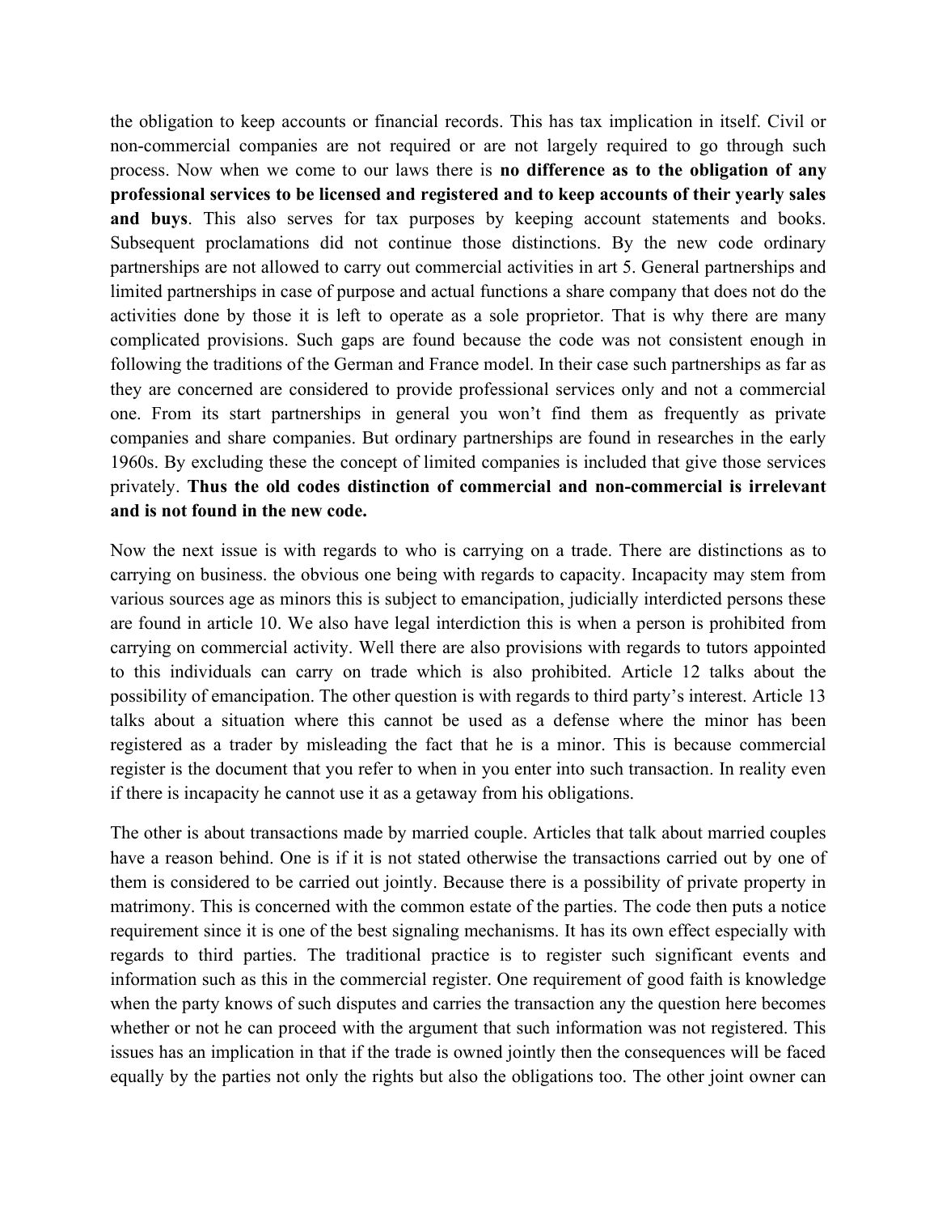the obligation to keep accounts or financial records. This has tax implication in itself. Civil or non-commercial companies are not required or are not largely required to go through such process. Now when we come to our laws there is **no difference as to the obligation of any professional services to be licensed and registered and to keep accounts of their yearly sales and buys**. This also serves for tax purposes by keeping account statements and books. Subsequent proclamations did not continue those distinctions. By the new code ordinary partnerships are not allowed to carry out commercial activities in art 5. General partnerships and limited partnerships in case of purpose and actual functions a share company that does not do the activities done by those it is left to operate as a sole proprietor. That is why there are many complicated provisions. Such gaps are found because the code was not consistent enough in following the traditions of the German and France model. In their case such partnerships as far as they are concerned are considered to provide professional services only and not a commercial one. From its start partnerships in general you won't find them as frequently as private companies and share companies. But ordinary partnerships are found in researches in the early 1960s. By excluding these the concept of limited companies is included that give those services privately. **Thus the old codes distinction of commercial and non-commercial is irrelevant and is not found in the new code.**

Now the next issue is with regards to who is carrying on a trade. There are distinctions as to carrying on business. the obvious one being with regards to capacity. Incapacity may stem from various sources age as minors this is subject to emancipation, judicially interdicted persons these are found in article 10. We also have legal interdiction this is when a person is prohibited from carrying on commercial activity. Well there are also provisions with regards to tutors appointed to this individuals can carry on trade which is also prohibited. Article 12 talks about the possibility of emancipation. The other question is with regards to third party's interest. Article 13 talks about a situation where this cannot be used as a defense where the minor has been registered as a trader by misleading the fact that he is a minor. This is because commercial register is the document that you refer to when in you enter into such transaction. In reality even if there is incapacity he cannot use it as a getaway from his obligations.

The other is about transactions made by married couple. Articles that talk about married couples have a reason behind. One is if it is not stated otherwise the transactions carried out by one of them is considered to be carried out jointly. Because there is a possibility of private property in matrimony. This is concerned with the common estate of the parties. The code then puts a notice requirement since it is one of the best signaling mechanisms. It has its own effect especially with regards to third parties. The traditional practice is to register such significant events and information such as this in the commercial register. One requirement of good faith is knowledge when the party knows of such disputes and carries the transaction any the question here becomes whether or not he can proceed with the argument that such information was not registered. This issues has an implication in that if the trade is owned jointly then the consequences will be faced equally by the parties not only the rights but also the obligations too. The other joint owner can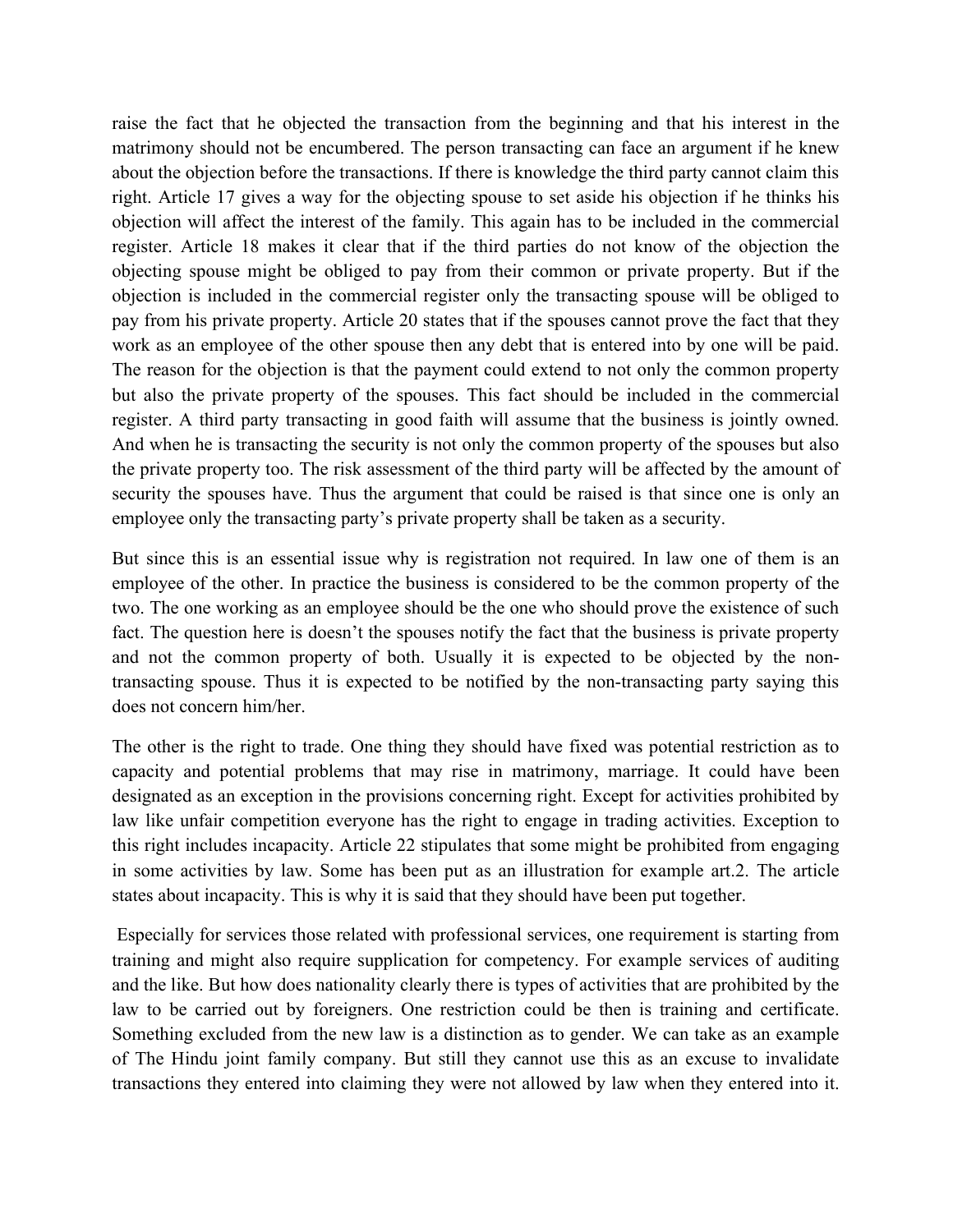raise the fact that he objected the transaction from the beginning and that his interest in the matrimony should not be encumbered. The person transacting can face an argument if he knew about the objection before the transactions. If there is knowledge the third party cannot claim this right. Article 17 gives a way for the objecting spouse to set aside his objection if he thinks his objection will affect the interest of the family. This again has to be included in the commercial register. Article 18 makes it clear that if the third parties do not know of the objection the objecting spouse might be obliged to pay from their common or private property. But if the objection is included in the commercial register only the transacting spouse will be obliged to pay from his private property. Article 20 states that if the spouses cannot prove the fact that they work as an employee of the other spouse then any debt that is entered into by one will be paid. The reason for the objection is that the payment could extend to not only the common property but also the private property of the spouses. This fact should be included in the commercial register. A third party transacting in good faith will assume that the business is jointly owned. And when he is transacting the security is not only the common property of the spouses but also the private property too. The risk assessment of the third party will be affected by the amount of security the spouses have. Thus the argument that could be raised is that since one is only an employee only the transacting party's private property shall be taken as a security.

But since this is an essential issue why is registration not required. In law one of them is an employee of the other. In practice the business is considered to be the common property of the two. The one working as an employee should be the one who should prove the existence of such fact. The question here is doesn't the spouses notify the fact that the business is private property and not the common property of both. Usually it is expected to be objected by the non-transacting spouse. Thus it is expected to be notified by the non-transacting party saying this does not concern him/her.

The other is the right to trade. One thing they should have fixed was potential restriction as to capacity and potential problems that may rise in matrimony, marriage. It could have been designated as an exception in the provisions concerning right. Except for activities prohibited by law like unfair competition everyone has the right to engage in trading activities. Exception to this right includes incapacity. Article 22 stipulates that some might be prohibited from engaging in some activities by law. Some has been put as an illustration for example art.2. The article states about incapacity. This is why it is said that they should have been put together.

Especially for services those related with professional services, one requirement is starting from training and might also require supplication for competency. For example services of auditing and the like. But how does nationality clearly there is types of activities that are prohibited by the law to be carried out by foreigners. One restriction could be then is training and certificate. Something excluded from the new law is a distinction as to gender. We can take as an example of The Hindu joint family company. But still they cannot use this as an excuse to invalidate transactions they entered into claiming they were not allowed by law when they entered into it.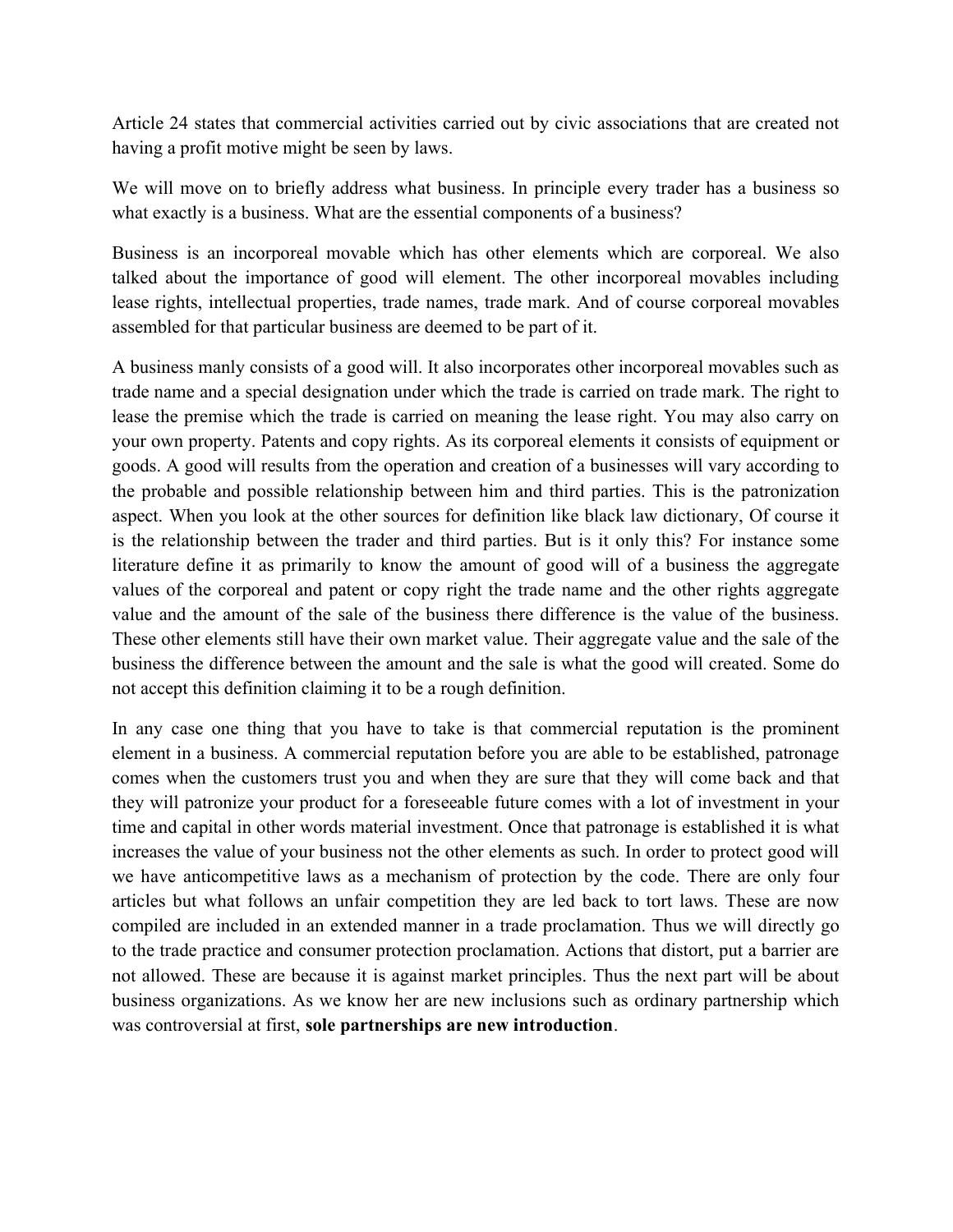Article 24 states that commercial activities carried out by civic associations that are created not having a profit motive might be seen by laws.

We will move on to briefly address what business. In principle every trader has a business so what exactly is a business. What are the essential components of a business?

Business is an incorporeal movable which has other elements which are corporeal. We also talked about the importance of good will element. The other incorporeal movables including lease rights, intellectual properties, trade names, trade mark. And of course corporeal movables assembled for that particular business are deemed to be part of it.

A business manly consists of a good will. It also incorporates other incorporeal movables such as trade name and a special designation under which the trade is carried on trade mark. The right to lease the premise which the trade is carried on meaning the lease right. You may also carry on your own property. Patents and copy rights. As its corporeal elements it consists of equipment or goods. A good will results from the operation and creation of a businesses will vary according to the probable and possible relationship between him and third parties. This is the patronization aspect. When you look at the other sources for definition like black law dictionary, Of course it is the relationship between the trader and third parties. But is it only this? For instance some literature define it as primarily to know the amount of good will of a business the aggregate values of the corporeal and patent or copy right the trade name and the other rights aggregate value and the amount of the sale of the business there difference is the value of the business. These other elements still have their own market value. Their aggregate value and the sale of the business the difference between the amount and the sale is what the good will created. Some do not accept this definition claiming it to be a rough definition.

In any case one thing that you have to take is that commercial reputation is the prominent element in a business. A commercial reputation before you are able to be established, patronage comes when the customers trust you and when they are sure that they will come back and that they will patronize your product for a foreseeable future comes with a lot of investment in your time and capital in other words material investment. Once that patronage is established it is what increases the value of your business not the other elements as such. In order to protect good will we have anticompetitive laws as a mechanism of protection by the code. There are only four articles but what follows an unfair competition they are led back to tort laws. These are now compiled are included in an extended manner in a trade proclamation. Thus we will directly go to the trade practice and consumer protection proclamation. Actions that distort, put a barrier are not allowed. These are because it is against market principles. Thus the next part will be about business organizations. As we know her are new inclusions such as ordinary partnership which was controversial at first, **sole partnerships are new introduction**.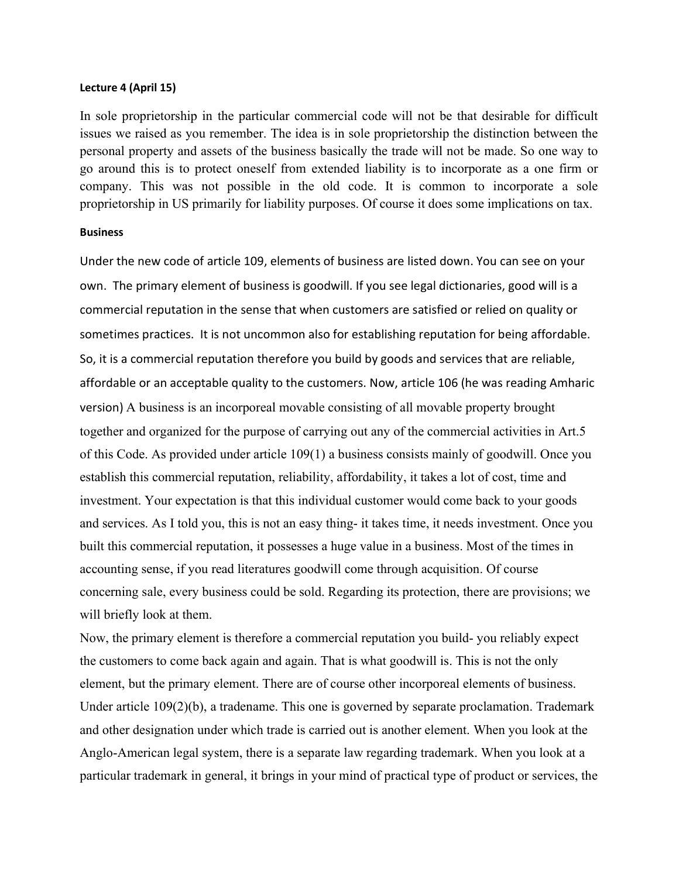**Lecture 4 (April 15)**

In sole proprietorship in the particular commercial code will not be that desirable for difficult issues we raised as you remember. The idea is in sole proprietorship the distinction between the personal property and assets of the business basically the trade will not be made. So one way to go around this is to protect oneself from extended liability is to incorporate as a one firm or company. This was not possible in the old code. It is common to incorporate a sole proprietorship in US primarily for liability purposes. Of course it does some implications on tax.

**Business**

Under the new code of article 109, elements of business are listed down. You can see on your own. The primary element of business is goodwill. If you see legal dictionaries, good will is a commercial reputation in the sense that when customers are satisfied or relied on quality or sometimes practices. It is not uncommon also for establishing reputation for being affordable. So, it is a commercial reputation therefore you build by goods and services that are reliable, affordable or an acceptable quality to the customers. Now, article 106 (he was reading Amharic version) A business is an incorporeal movable consisting of all movable property brought together and organized for the purpose of carrying out any of the commercial activities in Art.5 of this Code. As provided under article 109(1) a business consists mainly of goodwill. Once you establish this commercial reputation, reliability, affordability, it takes a lot of cost, time and investment. Your expectation is that this individual customer would come back to your goods and services. As I told you, this is not an easy thing- it takes time, it needs investment. Once you built this commercial reputation, it possesses a huge value in a business. Most of the times in accounting sense, if you read literatures goodwill come through acquisition. Of course concerning sale, every business could be sold. Regarding its protection, there are provisions; we will briefly look at them.

Now, the primary element is therefore a commercial reputation you build- you reliably expect the customers to come back again and again. That is what goodwill is. This is not the only element, but the primary element. There are of course other incorporeal elements of business. Under article 109(2)(b), a tradename. This one is governed by separate proclamation. Trademark and other designation under which trade is carried out is another element. When you look at the Anglo-American legal system, there is a separate law regarding trademark. When you look at a particular trademark in general, it brings in your mind of practical type of product or services, the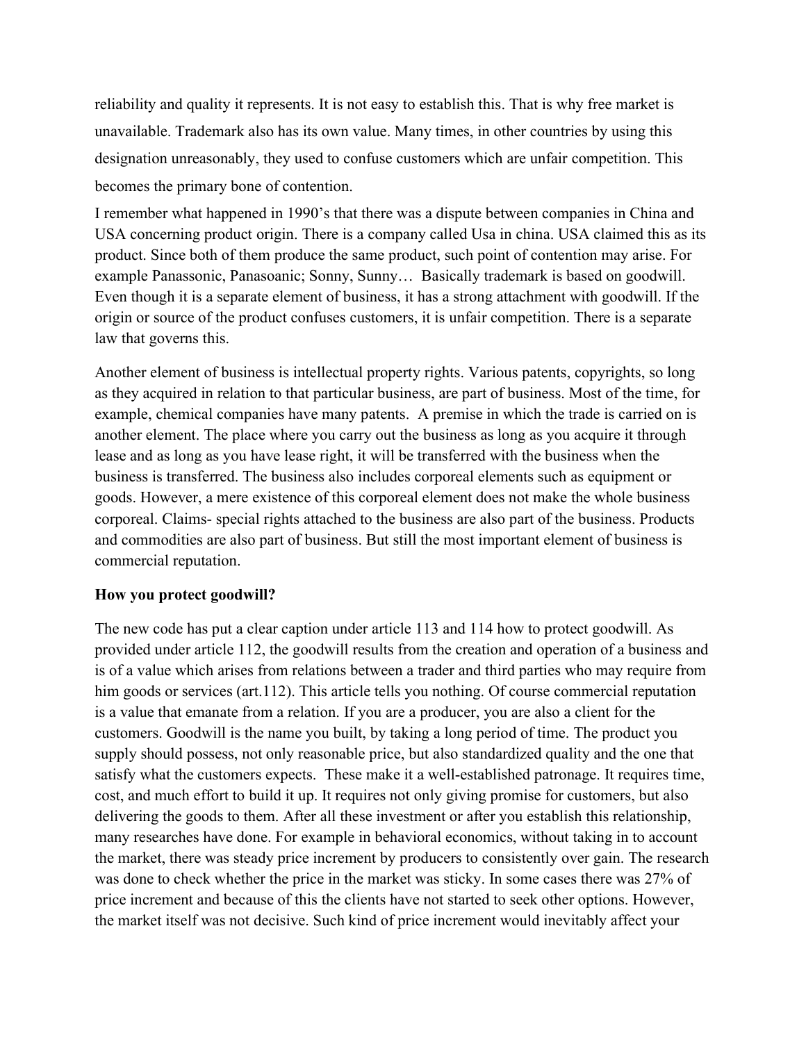reliability and quality it represents. It is not easy to establish this. That is why free market is unavailable. Trademark also has its own value. Many times, in other countries by using this designation unreasonably, they used to confuse customers which are unfair competition. This becomes the primary bone of contention.

I remember what happened in 1990's that there was a dispute between companies in China and USA concerning product origin. There is a company called Usa in china. USA claimed this as its product. Since both of them produce the same product, such point of contention may arise. For example Panassonic, Panasoanic; Sonny, Sunny… Basically trademark is based on goodwill. Even though it is a separate element of business, it has a strong attachment with goodwill. If the origin or source of the product confuses customers, it is unfair competition. There is a separate law that governs this.

Another element of business is intellectual property rights. Various patents, copyrights, so long as they acquired in relation to that particular business, are part of business. Most of the time, for example, chemical companies have many patents. A premise in which the trade is carried on is another element. The place where you carry out the business as long as you acquire it through lease and as long as you have lease right, it will be transferred with the business when the business is transferred. The business also includes corporeal elements such as equipment or goods. However, a mere existence of this corporeal element does not make the whole business corporeal. Claims- special rights attached to the business are also part of the business. Products and commodities are also part of business. But still the most important element of business is commercial reputation.

**How you protect goodwill?**

The new code has put a clear caption under article 113 and 114 how to protect goodwill. As provided under article 112, the goodwill results from the creation and operation of a business and is of a value which arises from relations between a trader and third parties who may require from him goods or services (art.112). This article tells you nothing. Of course commercial reputation is a value that emanate from a relation. If you are a producer, you are also a client for the customers. Goodwill is the name you built, by taking a long period of time. The product you supply should possess, not only reasonable price, but also standardized quality and the one that satisfy what the customers expects. These make it a well-established patronage. It requires time, cost, and much effort to build it up. It requires not only giving promise for customers, but also delivering the goods to them. After all these investment or after you establish this relationship, many researches have done. For example in behavioral economics, without taking in to account the market, there was steady price increment by producers to consistently over gain. The research was done to check whether the price in the market was sticky. In some cases there was 27% of price increment and because of this the clients have not started to seek other options. However, the market itself was not decisive. Such kind of price increment would inevitably affect your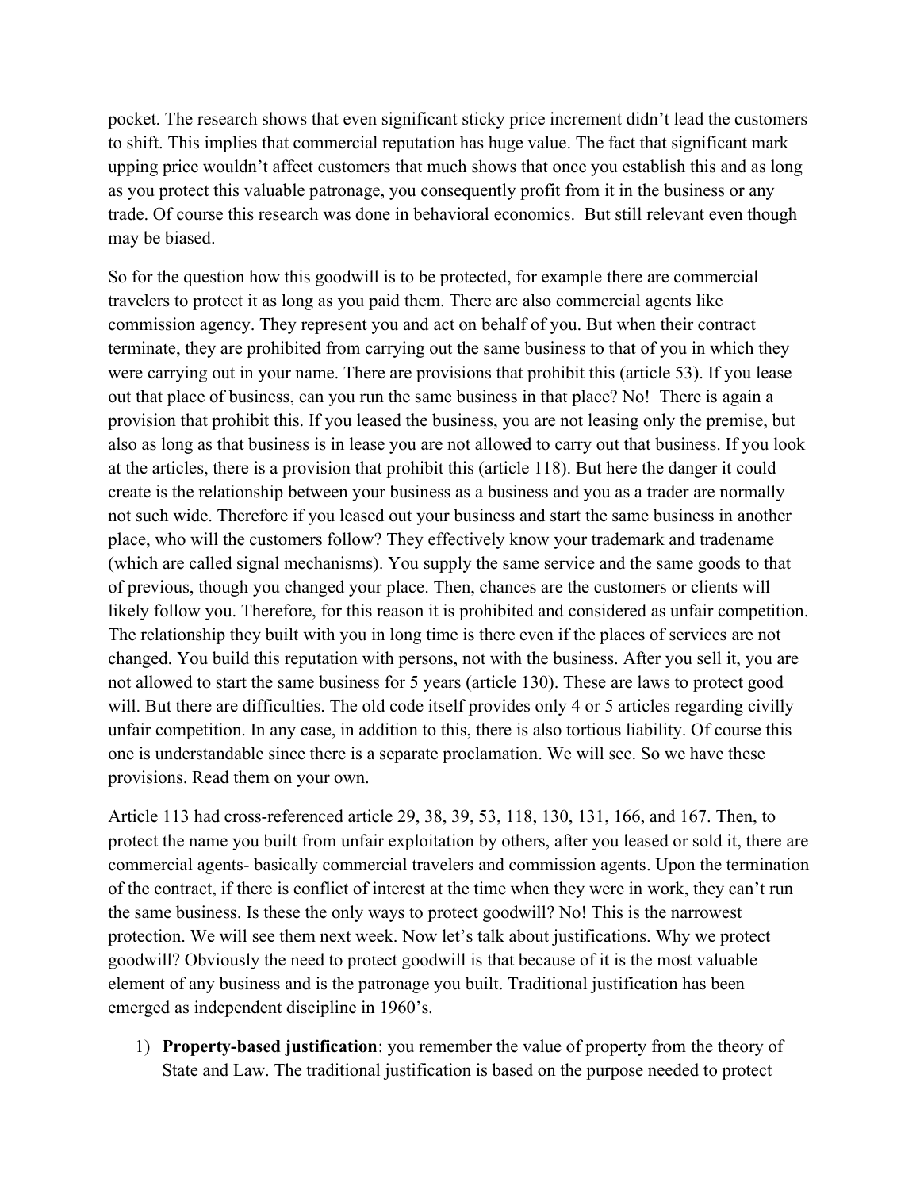pocket. The research shows that even significant sticky price increment didn't lead the customers to shift. This implies that commercial reputation has huge value. The fact that significant mark upping price wouldn't affect customers that much shows that once you establish this and as long as you protect this valuable patronage, you consequently profit from it in the business or any trade. Of course this research was done in behavioral economics. But still relevant even though may be biased.

So for the question how this goodwill is to be protected, for example there are commercial travelers to protect it as long as you paid them. There are also commercial agents like commission agency. They represent you and act on behalf of you. But when their contract terminate, they are prohibited from carrying out the same business to that of you in which they were carrying out in your name. There are provisions that prohibit this (article 53). If you lease out that place of business, can you run the same business in that place? No! There is again a provision that prohibit this. If you leased the business, you are not leasing only the premise, but also as long as that business is in lease you are not allowed to carry out that business. If you look at the articles, there is a provision that prohibit this (article 118). But here the danger it could create is the relationship between your business as a business and you as a trader are normally not such wide. Therefore if you leased out your business and start the same business in another place, who will the customers follow? They effectively know your trademark and tradename (which are called signal mechanisms). You supply the same service and the same goods to that of previous, though you changed your place. Then, chances are the customers or clients will likely follow you. Therefore, for this reason it is prohibited and considered as unfair competition. The relationship they built with you in long time is there even if the places of services are not changed. You build this reputation with persons, not with the business. After you sell it, you are not allowed to start the same business for 5 years (article 130). These are laws to protect good will. But there are difficulties. The old code itself provides only 4 or 5 articles regarding civilly unfair competition. In any case, in addition to this, there is also tortious liability. Of course this one is understandable since there is a separate proclamation. We will see. So we have these provisions. Read them on your own.

Article 113 had cross-referenced article 29, 38, 39, 53, 118, 130, 131, 166, and 167. Then, to protect the name you built from unfair exploitation by others, after you leased or sold it, there are commercial agents- basically commercial travelers and commission agents. Upon the termination of the contract, if there is conflict of interest at the time when they were in work, they can't run the same business. Is these the only ways to protect goodwill? No! This is the narrowest protection. We will see them next week. Now let's talk about justifications. Why we protect goodwill? Obviously the need to protect goodwill is that because of it is the most valuable element of any business and is the patronage you built. Traditional justification has been emerged as independent discipline in 1960's.

1) **Property-based justification**: you remember the value of property from the theory of State and Law. The traditional justification is based on the purpose needed to protect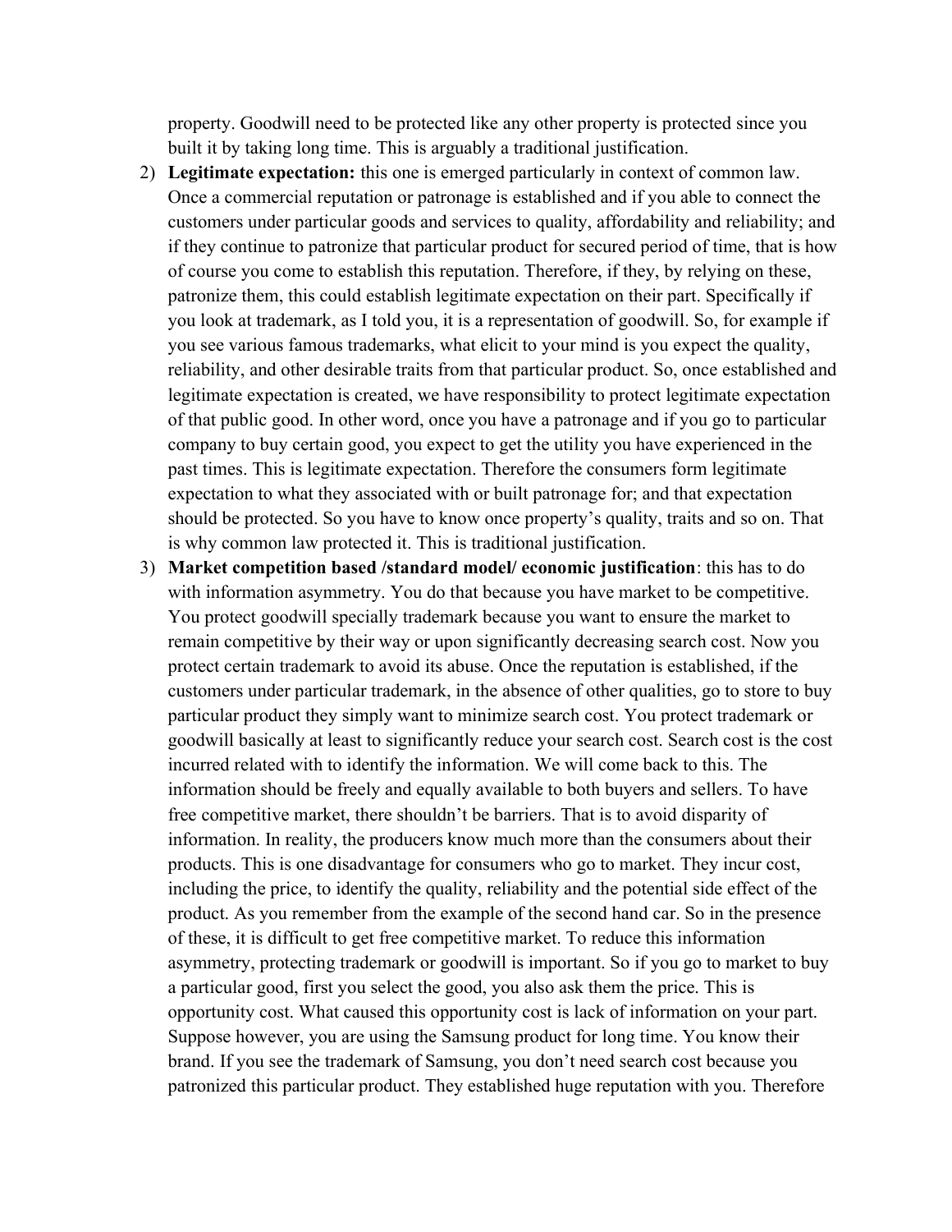property. Goodwill need to be protected like any other property is protected since you built it by taking long time. This is arguably a traditional justification.

2) **Legitimate expectation:** this one is emerged particularly in context of common law. Once a commercial reputation or patronage is established and if you able to connect the customers under particular goods and services to quality, affordability and reliability; and if they continue to patronize that particular product for secured period of time, that is how of course you come to establish this reputation. Therefore, if they, by relying on these, patronize them, this could establish legitimate expectation on their part. Specifically if you look at trademark, as I told you, it is a representation of goodwill. So, for example if you see various famous trademarks, what elicit to your mind is you expect the quality, reliability, and other desirable traits from that particular product. So, once established and legitimate expectation is created, we have responsibility to protect legitimate expectation of that public good. In other word, once you have a patronage and if you go to particular company to buy certain good, you expect to get the utility you have experienced in the past times. This is legitimate expectation. Therefore the consumers form legitimate expectation to what they associated with or built patronage for; and that expectation should be protected. So you have to know once property's quality, traits and so on. That is why common law protected it. This is traditional justification.

3) **Market competition based /standard model/ economic justification**: this has to do with information asymmetry. You do that because you have market to be competitive. You protect goodwill specially trademark because you want to ensure the market to remain competitive by their way or upon significantly decreasing search cost. Now you protect certain trademark to avoid its abuse. Once the reputation is established, if the customers under particular trademark, in the absence of other qualities, go to store to buy particular product they simply want to minimize search cost. You protect trademark or goodwill basically at least to significantly reduce your search cost. Search cost is the cost incurred related with to identify the information. We will come back to this. The information should be freely and equally available to both buyers and sellers. To have free competitive market, there shouldn't be barriers. That is to avoid disparity of information. In reality, the producers know much more than the consumers about their products. This is one disadvantage for consumers who go to market. They incur cost, including the price, to identify the quality, reliability and the potential side effect of the product. As you remember from the example of the second hand car. So in the presence of these, it is difficult to get free competitive market. To reduce this information asymmetry, protecting trademark or goodwill is important. So if you go to market to buy a particular good, first you select the good, you also ask them the price. This is opportunity cost. What caused this opportunity cost is lack of information on your part. Suppose however, you are using the Samsung product for long time. You know their brand. If you see the trademark of Samsung, you don't need search cost because you patronized this particular product. They established huge reputation with you. Therefore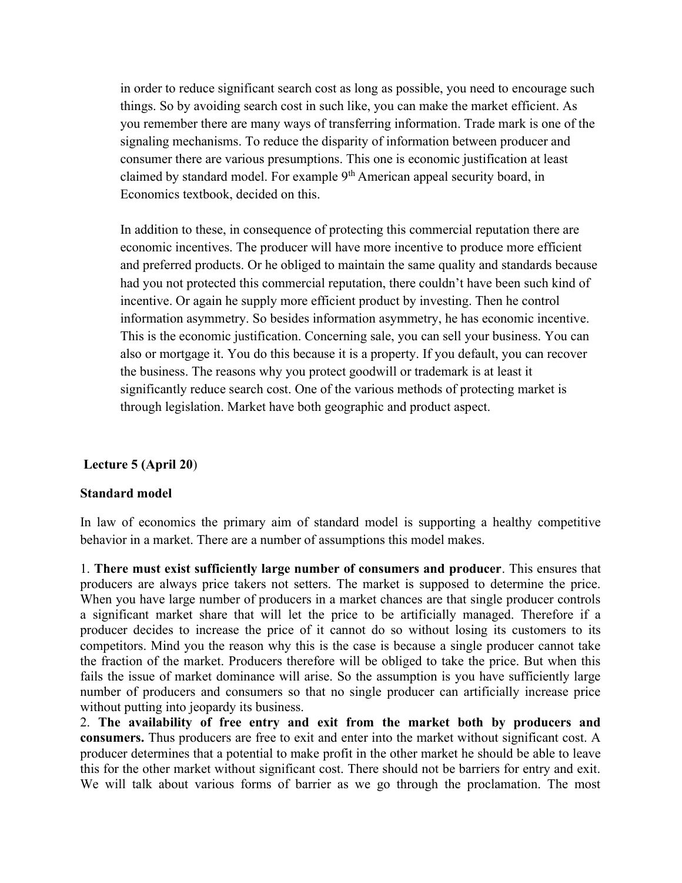in order to reduce significant search cost as long as possible, you need to encourage such things. So by avoiding search cost in such like, you can make the market efficient. As you remember there are many ways of transferring information. Trade mark is one of the signaling mechanisms. To reduce the disparity of information between producer and consumer there are various presumptions. This one is economic justification at least claimed by standard model. For example 9th American appeal security board, in Economics textbook, decided on this.

In addition to these, in consequence of protecting this commercial reputation there are economic incentives. The producer will have more incentive to produce more efficient and preferred products. Or he obliged to maintain the same quality and standards because had you not protected this commercial reputation, there couldn't have been such kind of incentive. Or again he supply more efficient product by investing. Then he control information asymmetry. So besides information asymmetry, he has economic incentive. This is the economic justification. Concerning sale, you can sell your business. You can also or mortgage it. You do this because it is a property. If you default, you can recover the business. The reasons why you protect goodwill or trademark is at least it significantly reduce search cost. One of the various methods of protecting market is through legislation. Market have both geographic and product aspect.

## Lecture 5 (April 20)

### Standard model

In law of economics the primary aim of standard model is supporting a healthy competitive behavior in a market. There are a number of assumptions this model makes.

1. **There must exist sufficiently large number of consumers and producer**. This ensures that producers are always price takers not setters. The market is supposed to determine the price. When you have large number of producers in a market chances are that single producer controls a significant market share that will let the price to be artificially managed. Therefore if a producer decides to increase the price of it cannot do so without losing its customers to its competitors. Mind you the reason why this is the case is because a single producer cannot take the fraction of the market. Producers therefore will be obliged to take the price. But when this fails the issue of market dominance will arise. So the assumption is you have sufficiently large number of producers and consumers so that no single producer can artificially increase price without putting into jeopardy its business.
2. **The availability of free entry and exit from the market both by producers and consumers.** Thus producers are free to exit and enter into the market without significant cost. A producer determines that a potential to make profit in the other market he should be able to leave this for the other market without significant cost. There should not be barriers for entry and exit. We will talk about various forms of barrier as we go through the proclamation. The most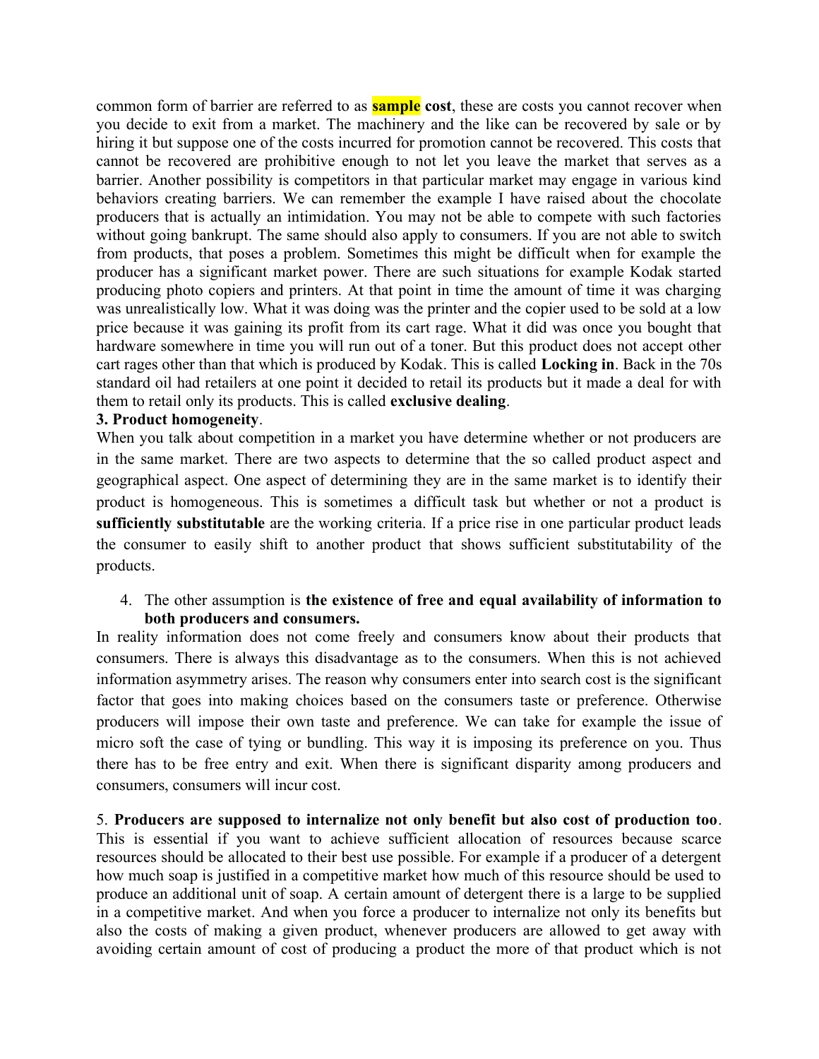common form of barrier are referred to as **sample cost**, these are costs you cannot recover when you decide to exit from a market. The machinery and the like can be recovered by sale or by hiring it but suppose one of the costs incurred for promotion cannot be recovered. This costs that cannot be recovered are prohibitive enough to not let you leave the market that serves as a barrier. Another possibility is competitors in that particular market may engage in various kind behaviors creating barriers. We can remember the example I have raised about the chocolate producers that is actually an intimidation. You may not be able to compete with such factories without going bankrupt. The same should also apply to consumers. If you are not able to switch from products, that poses a problem. Sometimes this might be difficult when for example the producer has a significant market power. There are such situations for example Kodak started producing photo copiers and printers. At that point in time the amount of time it was charging was unrealistically low. What it was doing was the printer and the copier used to be sold at a low price because it was gaining its profit from its cart rage. What it did was once you bought that hardware somewhere in time you will run out of a toner. But this product does not accept other cart rages other than that which is produced by Kodak. This is called **Locking in**. Back in the 70s standard oil had retailers at one point it decided to retail its products but it made a deal for with them to retail only its products. This is called **exclusive dealing**.

**3. Product homogeneity**.

When you talk about competition in a market you have determine whether or not producers are in the same market. There are two aspects to determine that the so called product aspect and geographical aspect. One aspect of determining they are in the same market is to identify their product is homogeneous. This is sometimes a difficult task but whether or not a product is **sufficiently substitutable** are the working criteria. If a price rise in one particular product leads the consumer to easily shift to another product that shows sufficient substitutability of the products.

4. The other assumption is **the existence of free and equal availability of information to both producers and consumers.**

In reality information does not come freely and consumers know about their products that consumers. There is always this disadvantage as to the consumers. When this is not achieved information asymmetry arises. The reason why consumers enter into search cost is the significant factor that goes into making choices based on the consumers taste or preference. Otherwise producers will impose their own taste and preference. We can take for example the issue of micro soft the case of tying or bundling. This way it is imposing its preference on you. Thus there has to be free entry and exit. When there is significant disparity among producers and consumers, consumers will incur cost.

5. **Producers are supposed to internalize not only benefit but also cost of production too**. This is essential if you want to achieve sufficient allocation of resources because scarce resources should be allocated to their best use possible. For example if a producer of a detergent how much soap is justified in a competitive market how much of this resource should be used to produce an additional unit of soap. A certain amount of detergent there is a large to be supplied in a competitive market. And when you force a producer to internalize not only its benefits but also the costs of making a given product, whenever producers are allowed to get away with avoiding certain amount of cost of producing a product the more of that product which is not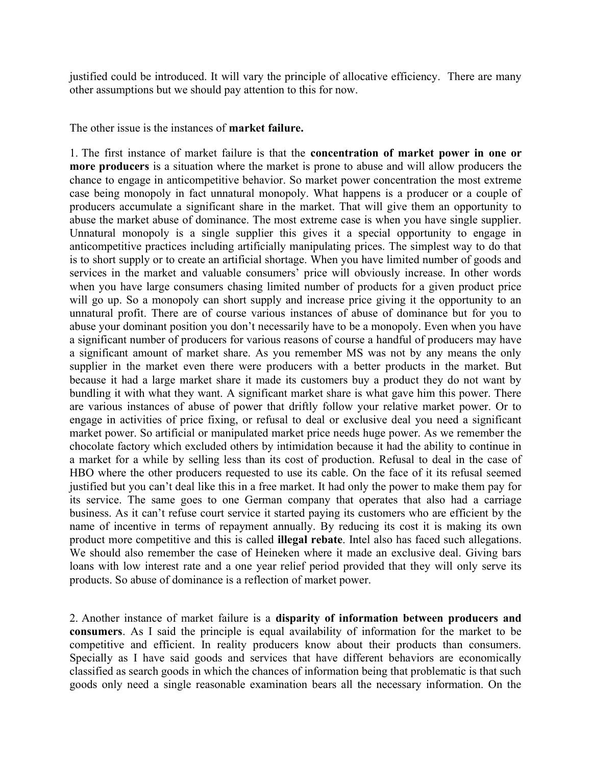justified could be introduced. It will vary the principle of allocative efficiency. There are many other assumptions but we should pay attention to this for now.

The other issue is the instances of **market failure.**

1. The first instance of market failure is that the **concentration of market power in one or more producers** is a situation where the market is prone to abuse and will allow producers the chance to engage in anticompetitive behavior. So market power concentration the most extreme case being monopoly in fact unnatural monopoly. What happens is a producer or a couple of producers accumulate a significant share in the market. That will give them an opportunity to abuse the market abuse of dominance. The most extreme case is when you have single supplier. Unnatural monopoly is a single supplier this gives it a special opportunity to engage in anticompetitive practices including artificially manipulating prices. The simplest way to do that is to short supply or to create an artificial shortage. When you have limited number of goods and services in the market and valuable consumers' price will obviously increase. In other words when you have large consumers chasing limited number of products for a given product price will go up. So a monopoly can short supply and increase price giving it the opportunity to an unnatural profit. There are of course various instances of abuse of dominance but for you to abuse your dominant position you don't necessarily have to be a monopoly. Even when you have a significant number of producers for various reasons of course a handful of producers may have a significant amount of market share. As you remember MS was not by any means the only supplier in the market even there were producers with a better products in the market. But because it had a large market share it made its customers buy a product they do not want by bundling it with what they want. A significant market share is what gave him this power. There are various instances of abuse of power that driftly follow your relative market power. Or to engage in activities of price fixing, or refusal to deal or exclusive deal you need a significant market power. So artificial or manipulated market price needs huge power. As we remember the chocolate factory which excluded others by intimidation because it had the ability to continue in a market for a while by selling less than its cost of production. Refusal to deal in the case of HBO where the other producers requested to use its cable. On the face of it its refusal seemed justified but you can't deal like this in a free market. It had only the power to make them pay for its service. The same goes to one German company that operates that also had a carriage business. As it can't refuse court service it started paying its customers who are efficient by the name of incentive in terms of repayment annually. By reducing its cost it is making its own product more competitive and this is called **illegal rebate**. Intel also has faced such allegations. We should also remember the case of Heineken where it made an exclusive deal. Giving bars loans with low interest rate and a one year relief period provided that they will only serve its products. So abuse of dominance is a reflection of market power.

2. Another instance of market failure is a **disparity of information between producers and consumers**. As I said the principle is equal availability of information for the market to be competitive and efficient. In reality producers know about their products than consumers. Specially as I have said goods and services that have different behaviors are economically classified as search goods in which the chances of information being that problematic is that such goods only need a single reasonable examination bears all the necessary information. On the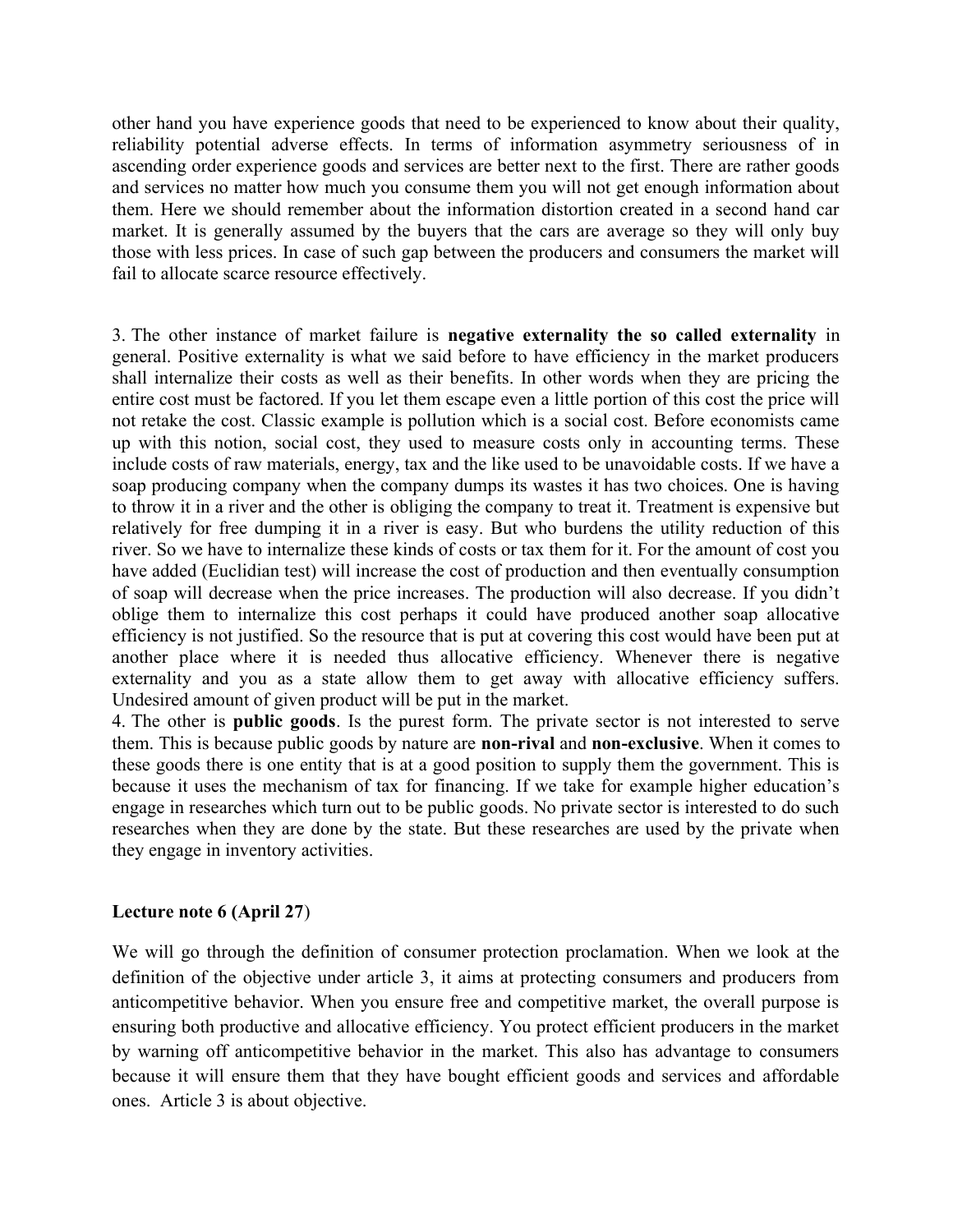other hand you have experience goods that need to be experienced to know about their quality, reliability potential adverse effects. In terms of information asymmetry seriousness of in ascending order experience goods and services are better next to the first. There are rather goods and services no matter how much you consume them you will not get enough information about them. Here we should remember about the information distortion created in a second hand car market. It is generally assumed by the buyers that the cars are average so they will only buy those with less prices. In case of such gap between the producers and consumers the market will fail to allocate scarce resource effectively.

3. The other instance of market failure is **negative externality the so called externality** in general. Positive externality is what we said before to have efficiency in the market producers shall internalize their costs as well as their benefits. In other words when they are pricing the entire cost must be factored. If you let them escape even a little portion of this cost the price will not retake the cost. Classic example is pollution which is a social cost. Before economists came up with this notion, social cost, they used to measure costs only in accounting terms. These include costs of raw materials, energy, tax and the like used to be unavoidable costs. If we have a soap producing company when the company dumps its wastes it has two choices. One is having to throw it in a river and the other is obliging the company to treat it. Treatment is expensive but relatively for free dumping it in a river is easy. But who burdens the utility reduction of this river. So we have to internalize these kinds of costs or tax them for it. For the amount of cost you have added (Euclidian test) will increase the cost of production and then eventually consumption of soap will decrease when the price increases. The production will also decrease. If you didn't oblige them to internalize this cost perhaps it could have produced another soap allocative efficiency is not justified. So the resource that is put at covering this cost would have been put at another place where it is needed thus allocative efficiency. Whenever there is negative externality and you as a state allow them to get away with allocative efficiency suffers. Undesired amount of given product will be put in the market.

4. The other is **public goods**. Is the purest form. The private sector is not interested to serve them. This is because public goods by nature are **non-rival** and **non-exclusive**. When it comes to these goods there is one entity that is at a good position to supply them the government. This is because it uses the mechanism of tax for financing. If we take for example higher education's engage in researches which turn out to be public goods. No private sector is interested to do such researches when they are done by the state. But these researches are used by the private when they engage in inventory activities.

**Lecture note 6 (April 27)**

We will go through the definition of consumer protection proclamation. When we look at the definition of the objective under article 3, it aims at protecting consumers and producers from anticompetitive behavior. When you ensure free and competitive market, the overall purpose is ensuring both productive and allocative efficiency. You protect efficient producers in the market by warning off anticompetitive behavior in the market. This also has advantage to consumers because it will ensure them that they have bought efficient goods and services and affordable ones. Article 3 is about objective.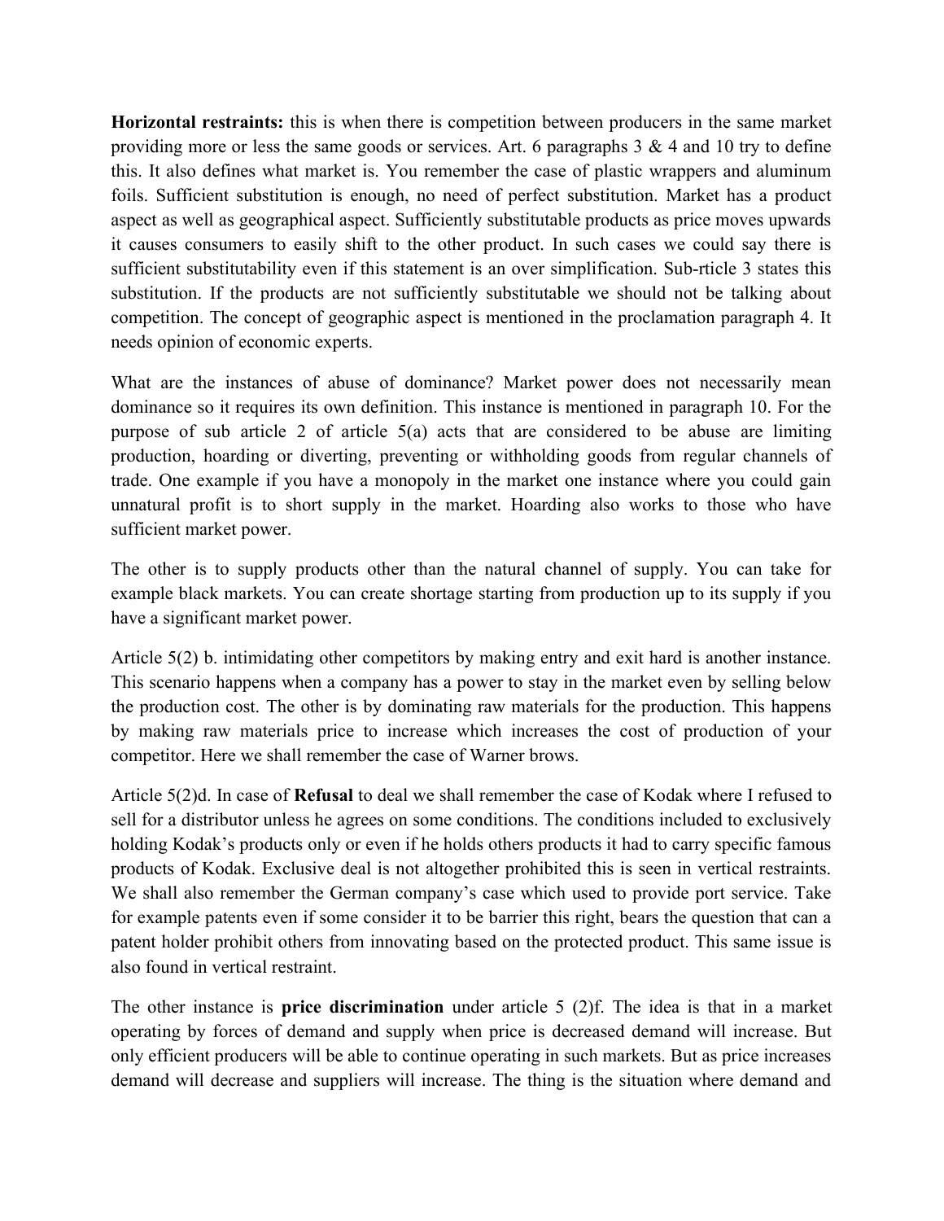**Horizontal restraints:** this is when there is competition between producers in the same market providing more or less the same goods or services. Art. 6 paragraphs 3 & 4 and 10 try to define this. It also defines what market is. You remember the case of plastic wrappers and aluminum foils. Sufficient substitution is enough, no need of perfect substitution. Market has a product aspect as well as geographical aspect. Sufficiently substitutable products as price moves upwards it causes consumers to easily shift to the other product. In such cases we could say there is sufficient substitutability even if this statement is an over simplification. Sub-rticle 3 states this substitution. If the products are not sufficiently substitutable we should not be talking about competition. The concept of geographic aspect is mentioned in the proclamation paragraph 4. It needs opinion of economic experts.

What are the instances of abuse of dominance? Market power does not necessarily mean dominance so it requires its own definition. This instance is mentioned in paragraph 10. For the purpose of sub article 2 of article 5(a) acts that are considered to be abuse are limiting production, hoarding or diverting, preventing or withholding goods from regular channels of trade. One example if you have a monopoly in the market one instance where you could gain unnatural profit is to short supply in the market. Hoarding also works to those who have sufficient market power.

The other is to supply products other than the natural channel of supply. You can take for example black markets. You can create shortage starting from production up to its supply if you have a significant market power.

Article 5(2) b. intimidating other competitors by making entry and exit hard is another instance. This scenario happens when a company has a power to stay in the market even by selling below the production cost. The other is by dominating raw materials for the production. This happens by making raw materials price to increase which increases the cost of production of your competitor. Here we shall remember the case of Warner brows.

Article 5(2)d. In case of **Refusal** to deal we shall remember the case of Kodak where I refused to sell for a distributor unless he agrees on some conditions. The conditions included to exclusively holding Kodak's products only or even if he holds others products it had to carry specific famous products of Kodak. Exclusive deal is not altogether prohibited this is seen in vertical restraints. We shall also remember the German company's case which used to provide port service. Take for example patents even if some consider it to be barrier this right, bears the question that can a patent holder prohibit others from innovating based on the protected product. This same issue is also found in vertical restraint.

The other instance is **price discrimination** under article 5 (2)f. The idea is that in a market operating by forces of demand and supply when price is decreased demand will increase. But only efficient producers will be able to continue operating in such markets. But as price increases demand will decrease and suppliers will increase. The thing is the situation where demand and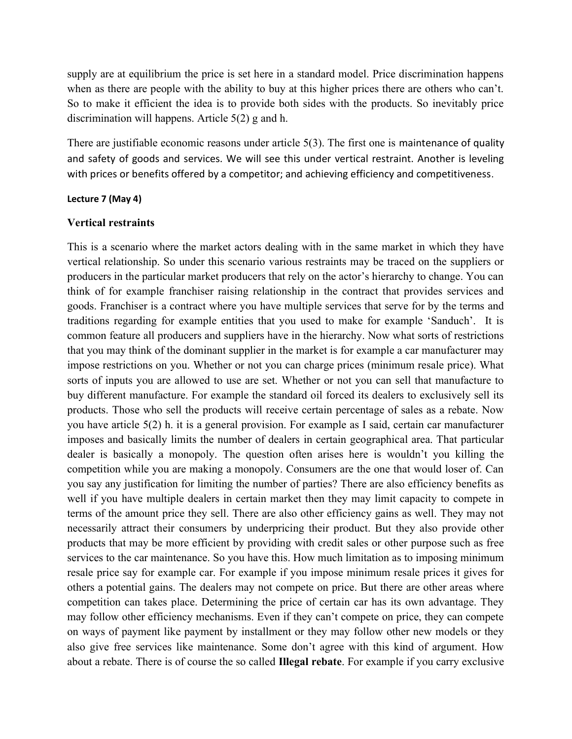supply are at equilibrium the price is set here in a standard model. Price discrimination happens when as there are people with the ability to buy at this higher prices there are others who can't. So to make it efficient the idea is to provide both sides with the products. So inevitably price discrimination will happens. Article 5(2) g and h.

There are justifiable economic reasons under article 5(3). The first one is maintenance of quality and safety of goods and services. We will see this under vertical restraint. Another is leveling with prices or benefits offered by a competitor; and achieving efficiency and competitiveness.

#### Lecture 7 (May 4)

### Vertical restraints

This is a scenario where the market actors dealing with in the same market in which they have vertical relationship. So under this scenario various restraints may be traced on the suppliers or producers in the particular market producers that rely on the actor's hierarchy to change. You can think of for example franchiser raising relationship in the contract that provides services and goods. Franchiser is a contract where you have multiple services that serve for by the terms and traditions regarding for example entities that you used to make for example 'Sanduch'. It is common feature all producers and suppliers have in the hierarchy. Now what sorts of restrictions that you may think of the dominant supplier in the market is for example a car manufacturer may impose restrictions on you. Whether or not you can charge prices (minimum resale price). What sorts of inputs you are allowed to use are set. Whether or not you can sell that manufacture to buy different manufacture. For example the standard oil forced its dealers to exclusively sell its products. Those who sell the products will receive certain percentage of sales as a rebate. Now you have article 5(2) h. it is a general provision. For example as I said, certain car manufacturer imposes and basically limits the number of dealers in certain geographical area. That particular dealer is basically a monopoly. The question often arises here is wouldn't you killing the competition while you are making a monopoly. Consumers are the one that would loser of. Can you say any justification for limiting the number of parties? There are also efficiency benefits as well if you have multiple dealers in certain market then they may limit capacity to compete in terms of the amount price they sell. There are also other efficiency gains as well. They may not necessarily attract their consumers by underpricing their product. But they also provide other products that may be more efficient by providing with credit sales or other purpose such as free services to the car maintenance. So you have this. How much limitation as to imposing minimum resale price say for example car. For example if you impose minimum resale prices it gives for others a potential gains. The dealers may not compete on price. But there are other areas where competition can takes place. Determining the price of certain car has its own advantage. They may follow other efficiency mechanisms. Even if they can't compete on price, they can compete on ways of payment like payment by installment or they may follow other new models or they also give free services like maintenance. Some don't agree with this kind of argument. How about a rebate. There is of course the so called **Illegal rebate**. For example if you carry exclusive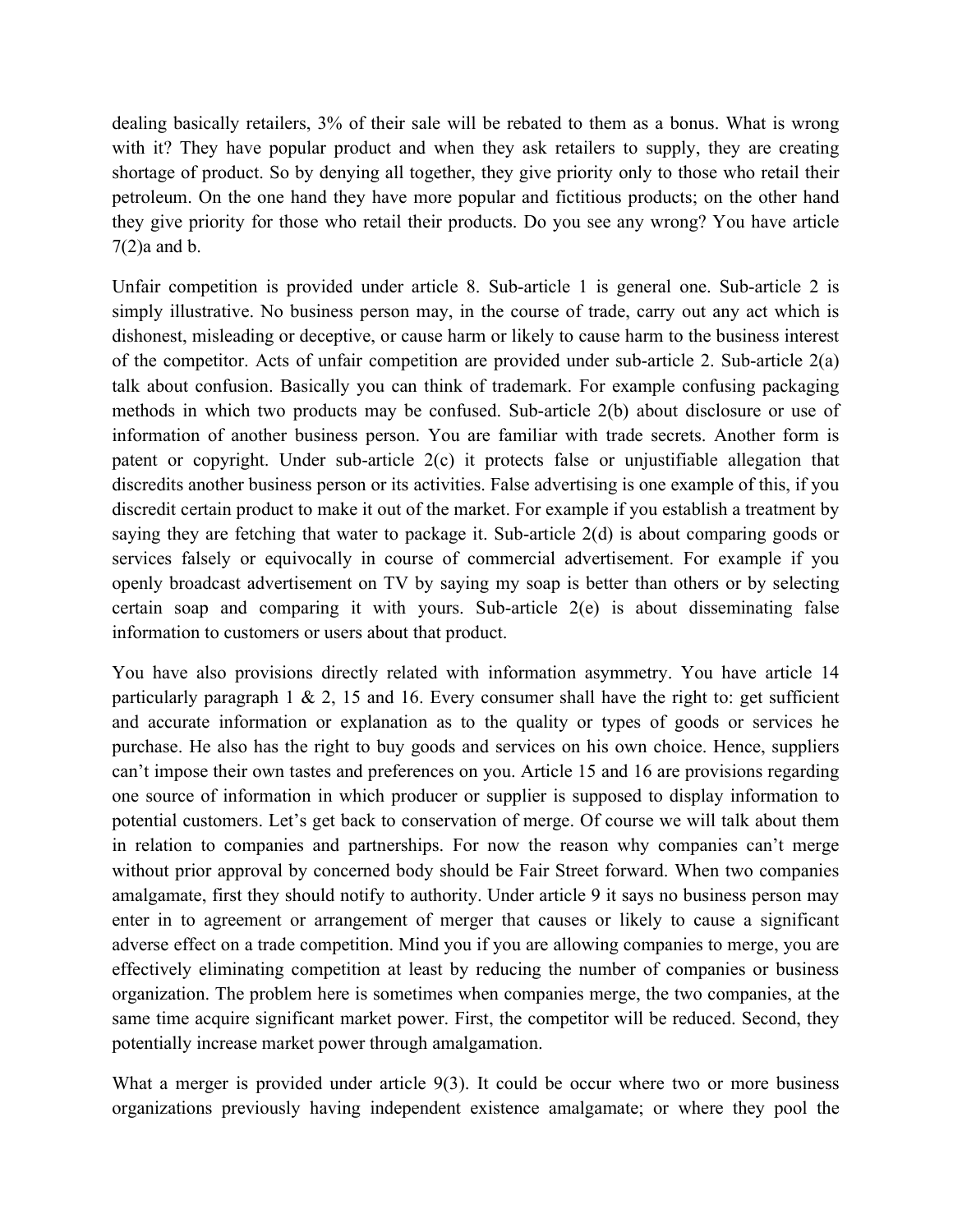dealing basically retailers, 3% of their sale will be rebated to them as a bonus. What is wrong with it? They have popular product and when they ask retailers to supply, they are creating shortage of product. So by denying all together, they give priority only to those who retail their petroleum. On the one hand they have more popular and fictitious products; on the other hand they give priority for those who retail their products. Do you see any wrong? You have article 7(2)a and b.

Unfair competition is provided under article 8. Sub-article 1 is general one. Sub-article 2 is simply illustrative. No business person may, in the course of trade, carry out any act which is dishonest, misleading or deceptive, or cause harm or likely to cause harm to the business interest of the competitor. Acts of unfair competition are provided under sub-article 2. Sub-article 2(a) talk about confusion. Basically you can think of trademark. For example confusing packaging methods in which two products may be confused. Sub-article 2(b) about disclosure or use of information of another business person. You are familiar with trade secrets. Another form is patent or copyright. Under sub-article 2(c) it protects false or unjustifiable allegation that discredits another business person or its activities. False advertising is one example of this, if you discredit certain product to make it out of the market. For example if you establish a treatment by saying they are fetching that water to package it. Sub-article 2(d) is about comparing goods or services falsely or equivocally in course of commercial advertisement. For example if you openly broadcast advertisement on TV by saying my soap is better than others or by selecting certain soap and comparing it with yours. Sub-article 2(e) is about disseminating false information to customers or users about that product.

You have also provisions directly related with information asymmetry. You have article 14 particularly paragraph 1 & 2, 15 and 16. Every consumer shall have the right to: get sufficient and accurate information or explanation as to the quality or types of goods or services he purchase. He also has the right to buy goods and services on his own choice. Hence, suppliers can't impose their own tastes and preferences on you. Article 15 and 16 are provisions regarding one source of information in which producer or supplier is supposed to display information to potential customers. Let's get back to conservation of merge. Of course we will talk about them in relation to companies and partnerships. For now the reason why companies can't merge without prior approval by concerned body should be Fair Street forward. When two companies amalgamate, first they should notify to authority. Under article 9 it says no business person may enter in to agreement or arrangement of merger that causes or likely to cause a significant adverse effect on a trade competition. Mind you if you are allowing companies to merge, you are effectively eliminating competition at least by reducing the number of companies or business organization. The problem here is sometimes when companies merge, the two companies, at the same time acquire significant market power. First, the competitor will be reduced. Second, they potentially increase market power through amalgamation.

What a merger is provided under article 9(3). It could be occur where two or more business organizations previously having independent existence amalgamate; or where they pool the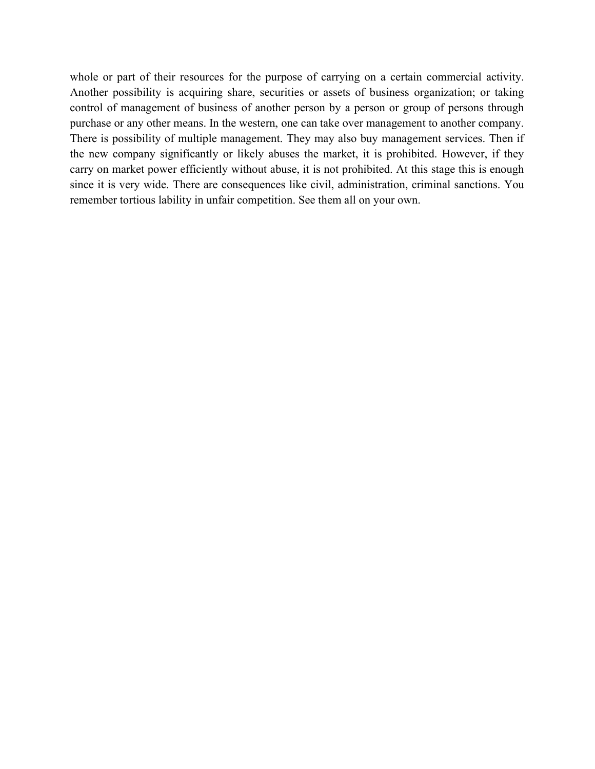whole or part of their resources for the purpose of carrying on a certain commercial activity. Another possibility is acquiring share, securities or assets of business organization; or taking control of management of business of another person by a person or group of persons through purchase or any other means. In the western, one can take over management to another company. There is possibility of multiple management. They may also buy management services. Then if the new company significantly or likely abuses the market, it is prohibited. However, if they carry on market power efficiently without abuse, it is not prohibited. At this stage this is enough since it is very wide. There are consequences like civil, administration, criminal sanctions. You remember tortious lability in unfair competition. See them all on your own.